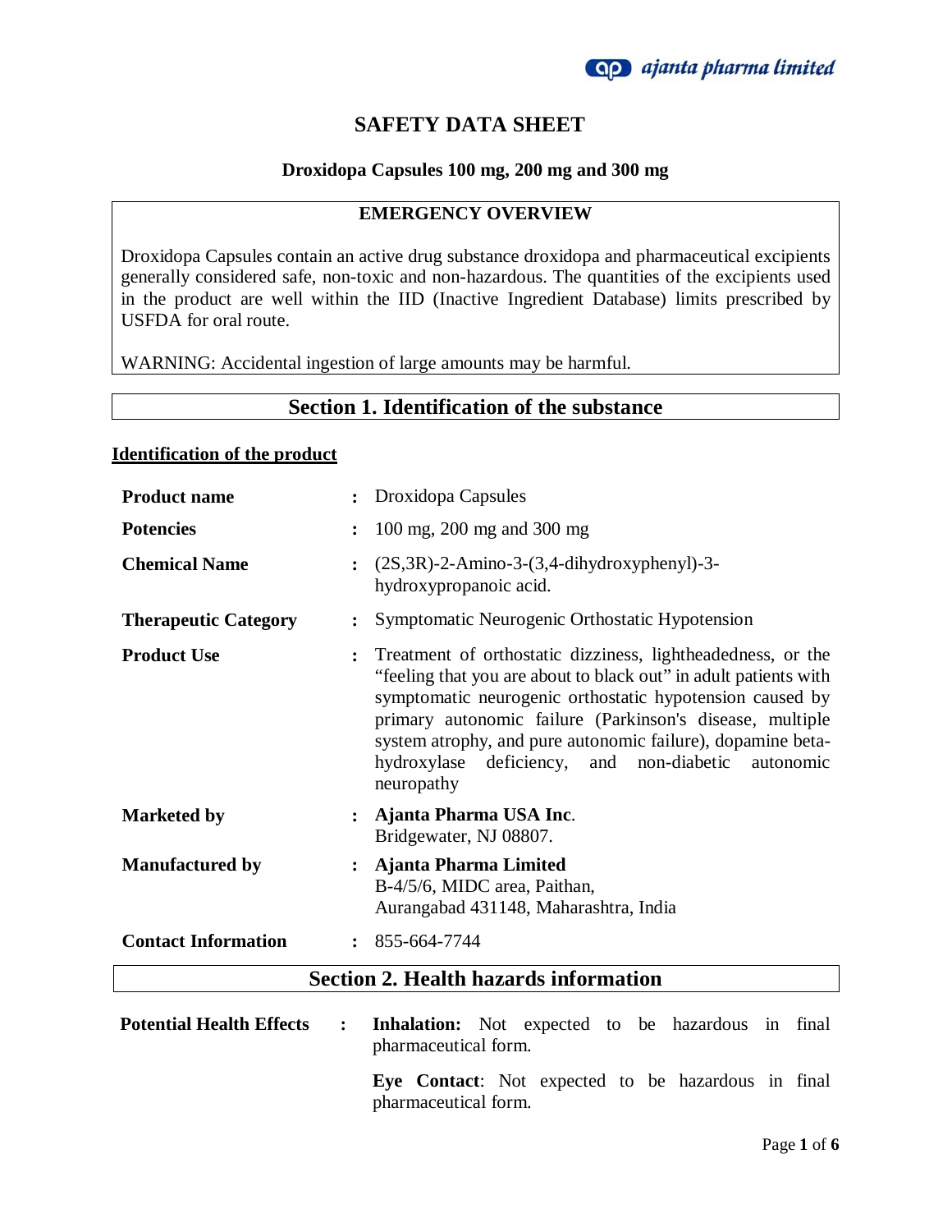# SAFETY DATA SHEET

**Droxidopa Capsules 100 mg, 200 mg and 300 mg**

## EMERGENCY OVERVIEW

Droxidopa Capsules contain an active drug substance droxidopa and pharmaceutical excipients generally considered safe, non-toxic and non-hazardous. The quantities of the excipients used in the product are well within the IID (Inactive Ingredient Database) limits prescribed by USFDA for oral route.

WARNING: Accidental ingestion of large amounts may be harmful.

## Section 1. Identification of the substance

**Identification of the product**

| | | |
|---|---|---|
| **Product name** | : | Droxidopa Capsules |
| **Potencies** | : | 100 mg, 200 mg and 300 mg |
| **Chemical Name** | : | (2S,3R)-2-Amino-3-(3,4-dihydroxyphenyl)-3-hydroxypropanoic acid. |
| **Therapeutic Category** | : | Symptomatic Neurogenic Orthostatic Hypotension |
| **Product Use** | : | Treatment of orthostatic dizziness, lightheadedness, or the "feeling that you are about to black out" in adult patients with symptomatic neurogenic orthostatic hypotension caused by primary autonomic failure (Parkinson's disease, multiple system atrophy, and pure autonomic failure), dopamine beta-hydroxylase deficiency, and non-diabetic autonomic neuropathy |
| **Marketed by** | : | **Ajanta Pharma USA Inc**. Bridgewater, NJ 08807. |
| **Manufactured by** | : | **Ajanta Pharma Limited** B-4/5/6, MIDC area, Paithan, Aurangabad 431148, Maharashtra, India |
| **Contact Information** | : | 855-664-7744 |

## Section 2. Health hazards information

**Potential Health Effects** :

**Inhalation:** Not expected to be hazardous in final pharmaceutical form.

**Eye Contact**: Not expected to be hazardous in final pharmaceutical form.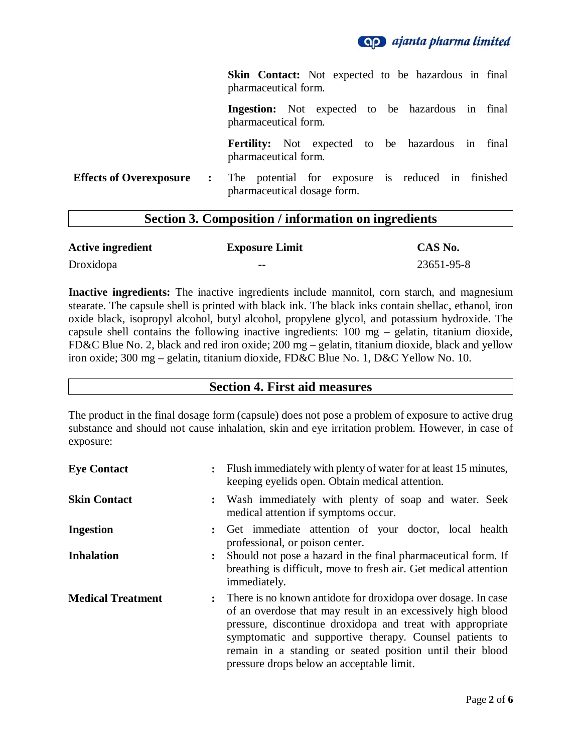**Skin Contact:** Not expected to be hazardous in final pharmaceutical form.

**Ingestion:** Not expected to be hazardous in final pharmaceutical form.

**Fertility:** Not expected to be hazardous in final pharmaceutical form.

**Effects of Overexposure** : The potential for exposure is reduced in finished pharmaceutical dosage form.

## Section 3. Composition / information on ingredients

| Active ingredient | Exposure Limit | CAS No. |
| --- | --- | --- |
| Droxidopa | -- | 23651-95-8 |

**Inactive ingredients:** The inactive ingredients include mannitol, corn starch, and magnesium stearate. The capsule shell is printed with black ink. The black inks contain shellac, ethanol, iron oxide black, isopropyl alcohol, butyl alcohol, propylene glycol, and potassium hydroxide. The capsule shell contains the following inactive ingredients: 100 mg – gelatin, titanium dioxide, FD&C Blue No. 2, black and red iron oxide; 200 mg – gelatin, titanium dioxide, black and yellow iron oxide; 300 mg – gelatin, titanium dioxide, FD&C Blue No. 1, D&C Yellow No. 10.

## Section 4. First aid measures

The product in the final dosage form (capsule) does not pose a problem of exposure to active drug substance and should not cause inhalation, skin and eye irritation problem. However, in case of exposure:

**Eye Contact** : Flush immediately with plenty of water for at least 15 minutes, keeping eyelids open. Obtain medical attention.

**Skin Contact** : Wash immediately with plenty of soap and water. Seek medical attention if symptoms occur.

**Ingestion** : Get immediate attention of your doctor, local health professional, or poison center.

**Inhalation** : Should not pose a hazard in the final pharmaceutical form. If breathing is difficult, move to fresh air. Get medical attention immediately.

**Medical Treatment** : There is no known antidote for droxidopa over dosage. In case of an overdose that may result in an excessively high blood pressure, discontinue droxidopa and treat with appropriate symptomatic and supportive therapy. Counsel patients to remain in a standing or seated position until their blood pressure drops below an acceptable limit.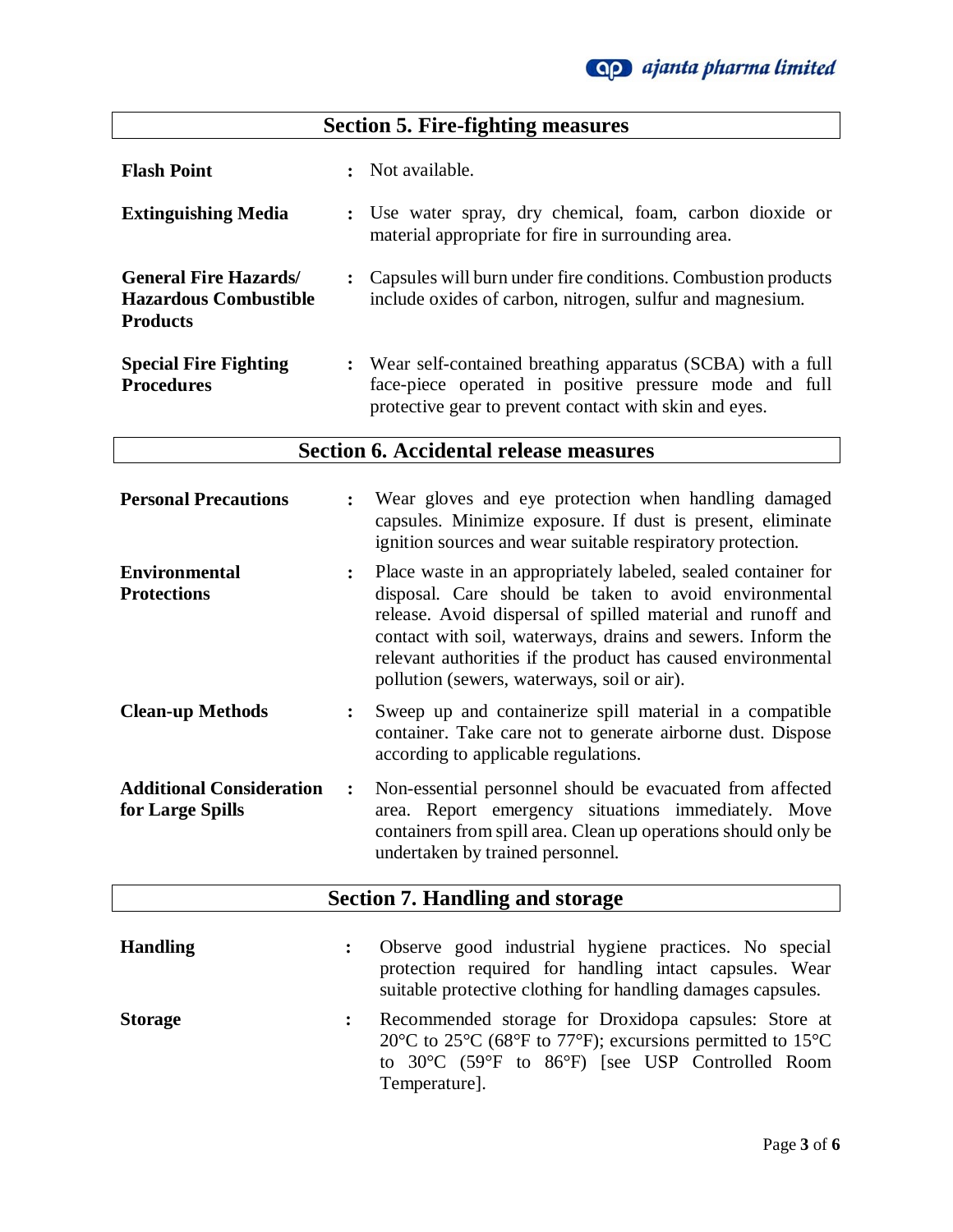## Section 5. Fire-fighting measures

| | | |
|---|---|---|
| **Flash Point** | : | Not available. |
| **Extinguishing Media** | : | Use water spray, dry chemical, foam, carbon dioxide or material appropriate for fire in surrounding area. |
| **General Fire Hazards/ Hazardous Combustible Products** | : | Capsules will burn under fire conditions. Combustion products include oxides of carbon, nitrogen, sulfur and magnesium. |
| **Special Fire Fighting Procedures** | : | Wear self-contained breathing apparatus (SCBA) with a full face-piece operated in positive pressure mode and full protective gear to prevent contact with skin and eyes. |

## Section 6. Accidental release measures

| | | |
|---|---|---|
| **Personal Precautions** | : | Wear gloves and eye protection when handling damaged capsules. Minimize exposure. If dust is present, eliminate ignition sources and wear suitable respiratory protection. |
| **Environmental Protections** | : | Place waste in an appropriately labeled, sealed container for disposal. Care should be taken to avoid environmental release. Avoid dispersal of spilled material and runoff and contact with soil, waterways, drains and sewers. Inform the relevant authorities if the product has caused environmental pollution (sewers, waterways, soil or air). |
| **Clean-up Methods** | : | Sweep up and containerize spill material in a compatible container. Take care not to generate airborne dust. Dispose according to applicable regulations. |
| **Additional Consideration for Large Spills** | : | Non-essential personnel should be evacuated from affected area. Report emergency situations immediately. Move containers from spill area. Clean up operations should only be undertaken by trained personnel. |

## Section 7. Handling and storage

| | | |
|---|---|---|
| **Handling** | : | Observe good industrial hygiene practices. No special protection required for handling intact capsules. Wear suitable protective clothing for handling damages capsules. |
| **Storage** | : | Recommended storage for Droxidopa capsules: Store at 20°C to 25°C (68°F to 77°F); excursions permitted to 15°C to 30°C (59°F to 86°F) [see USP Controlled Room Temperature]. |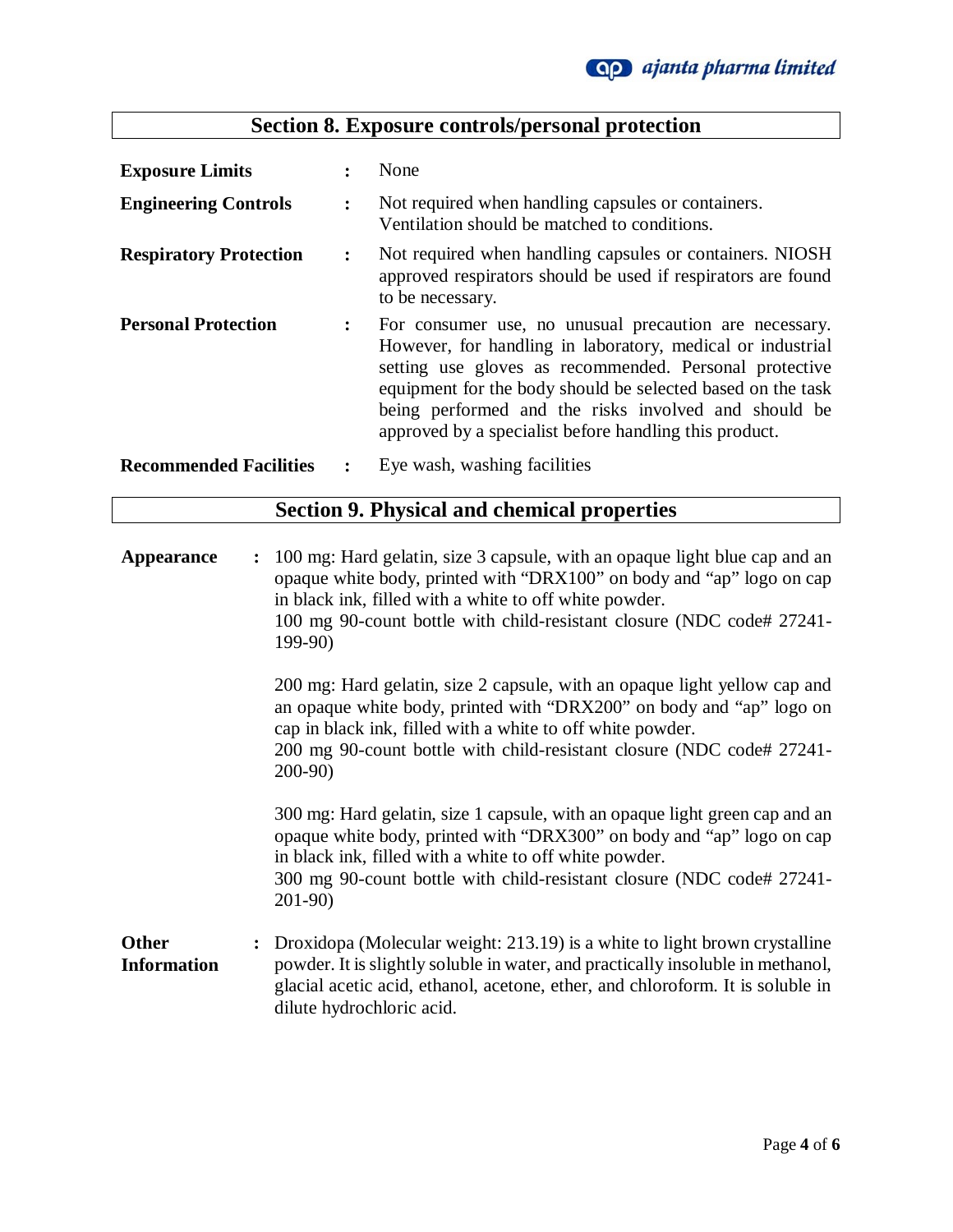## Section 8. Exposure controls/personal protection

**Exposure Limits** : None

**Engineering Controls** : Not required when handling capsules or containers. Ventilation should be matched to conditions.

**Respiratory Protection** : Not required when handling capsules or containers. NIOSH approved respirators should be used if respirators are found to be necessary.

**Personal Protection** : For consumer use, no unusual precaution are necessary. However, for handling in laboratory, medical or industrial setting use gloves as recommended. Personal protective equipment for the body should be selected based on the task being performed and the risks involved and should be approved by a specialist before handling this product.

**Recommended Facilities** : Eye wash, washing facilities

## Section 9. Physical and chemical properties

**Appearance** : 100 mg: Hard gelatin, size 3 capsule, with an opaque light blue cap and an opaque white body, printed with "DRX100" on body and "ap" logo on cap in black ink, filled with a white to off white powder.
100 mg 90-count bottle with child-resistant closure (NDC code# 27241-199-90)

200 mg: Hard gelatin, size 2 capsule, with an opaque light yellow cap and an opaque white body, printed with "DRX200" on body and "ap" logo on cap in black ink, filled with a white to off white powder.
200 mg 90-count bottle with child-resistant closure (NDC code# 27241-200-90)

300 mg: Hard gelatin, size 1 capsule, with an opaque light green cap and an opaque white body, printed with "DRX300" on body and "ap" logo on cap in black ink, filled with a white to off white powder.
300 mg 90-count bottle with child-resistant closure (NDC code# 27241-201-90)

**Other Information** : Droxidopa (Molecular weight: 213.19) is a white to light brown crystalline powder. It is slightly soluble in water, and practically insoluble in methanol, glacial acetic acid, ethanol, acetone, ether, and chloroform. It is soluble in dilute hydrochloric acid.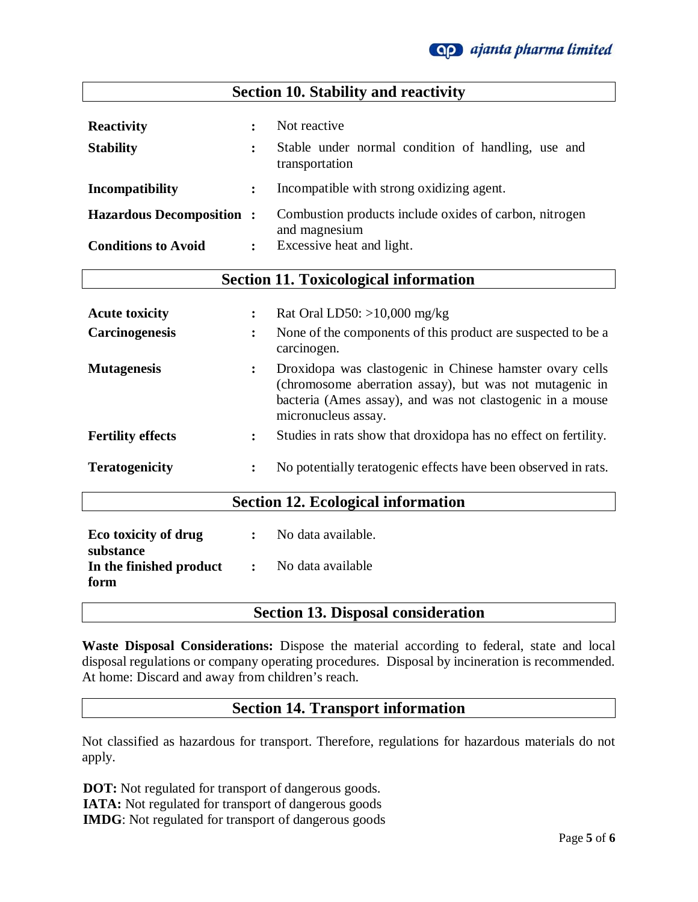## Section 10. Stability and reactivity

| | | |
|---|---|---|
| **Reactivity** | : | Not reactive |
| **Stability** | : | Stable under normal condition of handling, use and transportation |
| **Incompatibility** | : | Incompatible with strong oxidizing agent. |
| **Hazardous Decomposition** | : | Combustion products include oxides of carbon, nitrogen and magnesium |
| **Conditions to Avoid** | : | Excessive heat and light. |

## Section 11. Toxicological information

| | | |
|---|---|---|
| **Acute toxicity** | : | Rat Oral LD50: >10,000 mg/kg |
| **Carcinogenesis** | : | None of the components of this product are suspected to be a carcinogen. |
| **Mutagenesis** | : | Droxidopa was clastogenic in Chinese hamster ovary cells (chromosome aberration assay), but was not mutagenic in bacteria (Ames assay), and was not clastogenic in a mouse micronucleus assay. |
| **Fertility effects** | : | Studies in rats show that droxidopa has no effect on fertility. |
| **Teratogenicity** | : | No potentially teratogenic effects have been observed in rats. |

## Section 12. Ecological information

| | | |
|---|---|---|
| **Eco toxicity of drug substance** | : | No data available. |
| **In the finished product form** | : | No data available |

## Section 13. Disposal consideration

**Waste Disposal Considerations:** Dispose the material according to federal, state and local disposal regulations or company operating procedures. Disposal by incineration is recommended. At home: Discard and away from children's reach.

## Section 14. Transport information

Not classified as hazardous for transport. Therefore, regulations for hazardous materials do not apply.

**DOT:** Not regulated for transport of dangerous goods.
**IATA:** Not regulated for transport of dangerous goods
**IMDG**: Not regulated for transport of dangerous goods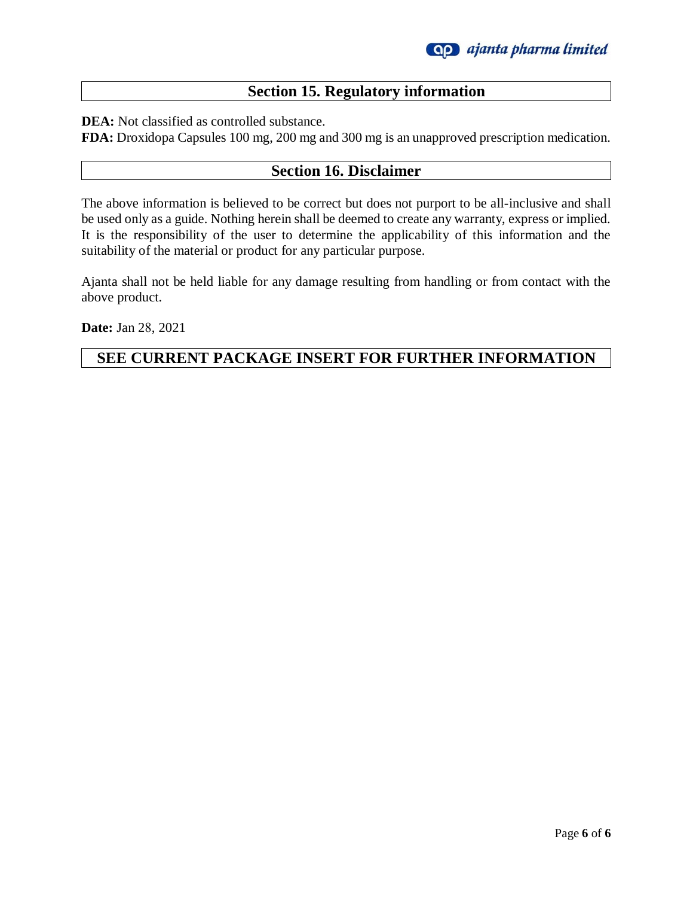## Section 15. Regulatory information

**DEA:** Not classified as controlled substance.
**FDA:** Droxidopa Capsules 100 mg, 200 mg and 300 mg is an unapproved prescription medication.

## Section 16. Disclaimer

The above information is believed to be correct but does not purport to be all-inclusive and shall be used only as a guide. Nothing herein shall be deemed to create any warranty, express or implied. It is the responsibility of the user to determine the applicability of this information and the suitability of the material or product for any particular purpose.

Ajanta shall not be held liable for any damage resulting from handling or from contact with the above product.

**Date:** Jan 28, 2021

**SEE CURRENT PACKAGE INSERT FOR FURTHER INFORMATION**